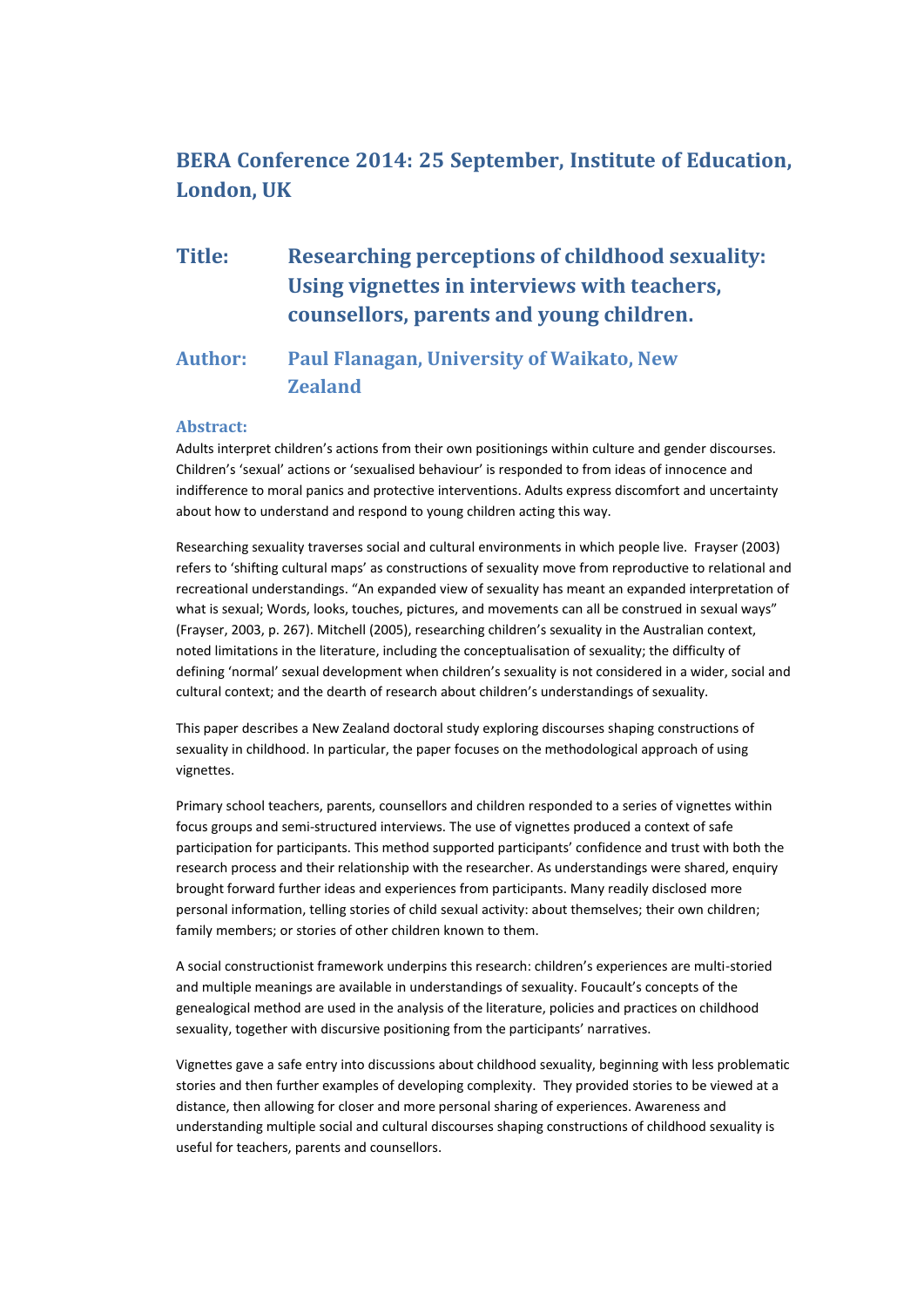## BERA Conference 2014: 25 September, Institute of Education, London, UK

# Title: Researching perceptions of childhood sexuality: Using vignettes in interviews with teachers, counsellors, parents and young children.

## Author: Paul Flanagan, University of Waikato, New Zealand

### Abstract:

Adults interpret children's actions from their own positionings within culture and gender discourses. Children's 'sexual' actions or 'sexualised behaviour' is responded to from ideas of innocence and indifference to moral panics and protective interventions. Adults express discomfort and uncertainty about how to understand and respond to young children acting this way.

Researching sexuality traverses social and cultural environments in which people live. Frayser (2003) refers to 'shifting cultural maps' as constructions of sexuality move from reproductive to relational and recreational understandings. "An expanded view of sexuality has meant an expanded interpretation of what is sexual; Words, looks, touches, pictures, and movements can all be construed in sexual ways" (Frayser, 2003, p. 267). Mitchell (2005), researching children's sexuality in the Australian context, noted limitations in the literature, including the conceptualisation of sexuality; the difficulty of defining 'normal' sexual development when children's sexuality is not considered in a wider, social and cultural context; and the dearth of research about children's understandings of sexuality.

This paper describes a New Zealand doctoral study exploring discourses shaping constructions of sexuality in childhood. In particular, the paper focuses on the methodological approach of using vignettes.

Primary school teachers, parents, counsellors and children responded to a series of vignettes within focus groups and semi-structured interviews. The use of vignettes produced a context of safe participation for participants. This method supported participants' confidence and trust with both the research process and their relationship with the researcher. As understandings were shared, enquiry brought forward further ideas and experiences from participants. Many readily disclosed more personal information, telling stories of child sexual activity: about themselves; their own children; family members; or stories of other children known to them.

A social constructionist framework underpins this research: children's experiences are multi-storied and multiple meanings are available in understandings of sexuality. Foucault's concepts of the genealogical method are used in the analysis of the literature, policies and practices on childhood sexuality, together with discursive positioning from the participants' narratives.

Vignettes gave a safe entry into discussions about childhood sexuality, beginning with less problematic stories and then further examples of developing complexity. They provided stories to be viewed at a distance, then allowing for closer and more personal sharing of experiences. Awareness and understanding multiple social and cultural discourses shaping constructions of childhood sexuality is useful for teachers, parents and counsellors.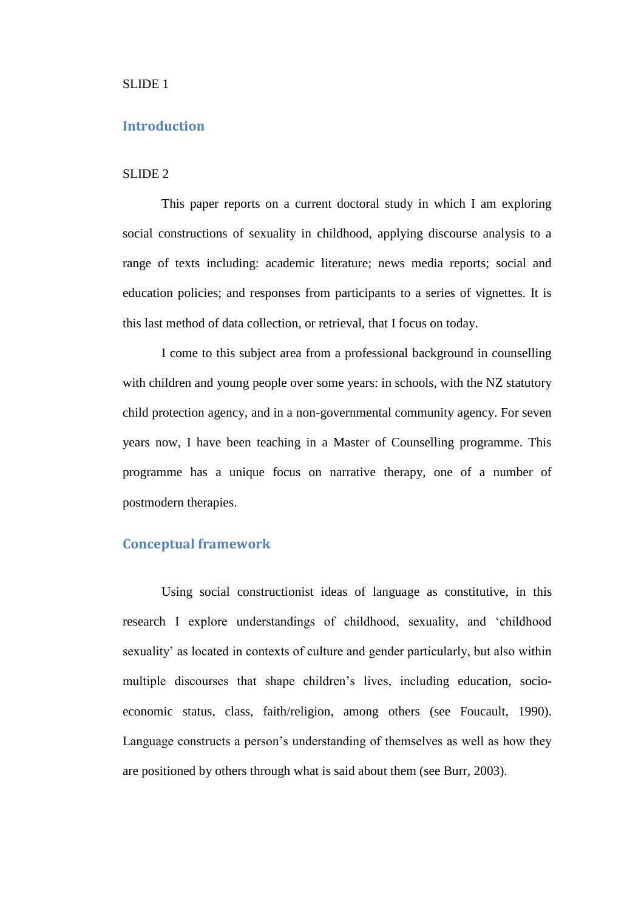SLIDE 1

## Introduction

SLIDE 2

This paper reports on a current doctoral study in which I am exploring social constructions of sexuality in childhood, applying discourse analysis to a range of texts including: academic literature; news media reports; social and education policies; and responses from participants to a series of vignettes. It is this last method of data collection, or retrieval, that I focus on today.

I come to this subject area from a professional background in counselling with children and young people over some years: in schools, with the NZ statutory child protection agency, and in a non-governmental community agency. For seven years now, I have been teaching in a Master of Counselling programme. This programme has a unique focus on narrative therapy, one of a number of postmodern therapies.

## Conceptual framework

Using social constructionist ideas of language as constitutive, in this research I explore understandings of childhood, sexuality, and 'childhood sexuality' as located in contexts of culture and gender particularly, but also within multiple discourses that shape children's lives, including education, socio-economic status, class, faith/religion, among others (see Foucault, 1990). Language constructs a person's understanding of themselves as well as how they are positioned by others through what is said about them (see Burr, 2003).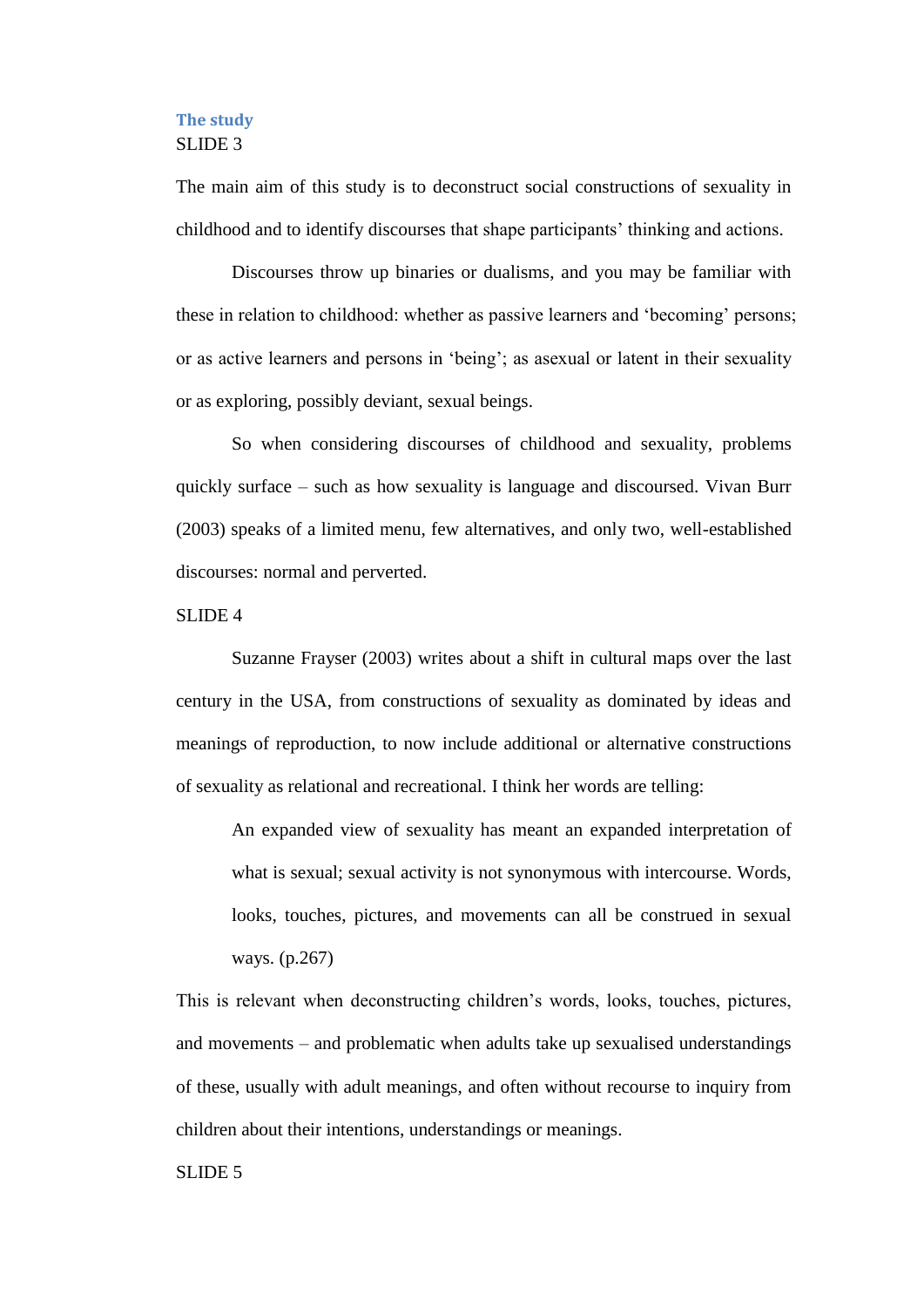## The study

SLIDE 3

The main aim of this study is to deconstruct social constructions of sexuality in childhood and to identify discourses that shape participants' thinking and actions.

Discourses throw up binaries or dualisms, and you may be familiar with these in relation to childhood: whether as passive learners and 'becoming' persons; or as active learners and persons in 'being'; as asexual or latent in their sexuality or as exploring, possibly deviant, sexual beings.

So when considering discourses of childhood and sexuality, problems quickly surface – such as how sexuality is language and discoursed. Vivan Burr (2003) speaks of a limited menu, few alternatives, and only two, well-established discourses: normal and perverted.

SLIDE 4

Suzanne Frayser (2003) writes about a shift in cultural maps over the last century in the USA, from constructions of sexuality as dominated by ideas and meanings of reproduction, to now include additional or alternative constructions of sexuality as relational and recreational. I think her words are telling:

> An expanded view of sexuality has meant an expanded interpretation of what is sexual; sexual activity is not synonymous with intercourse. Words, looks, touches, pictures, and movements can all be construed in sexual ways. (p.267)

This is relevant when deconstructing children's words, looks, touches, pictures, and movements – and problematic when adults take up sexualised understandings of these, usually with adult meanings, and often without recourse to inquiry from children about their intentions, understandings or meanings.

SLIDE 5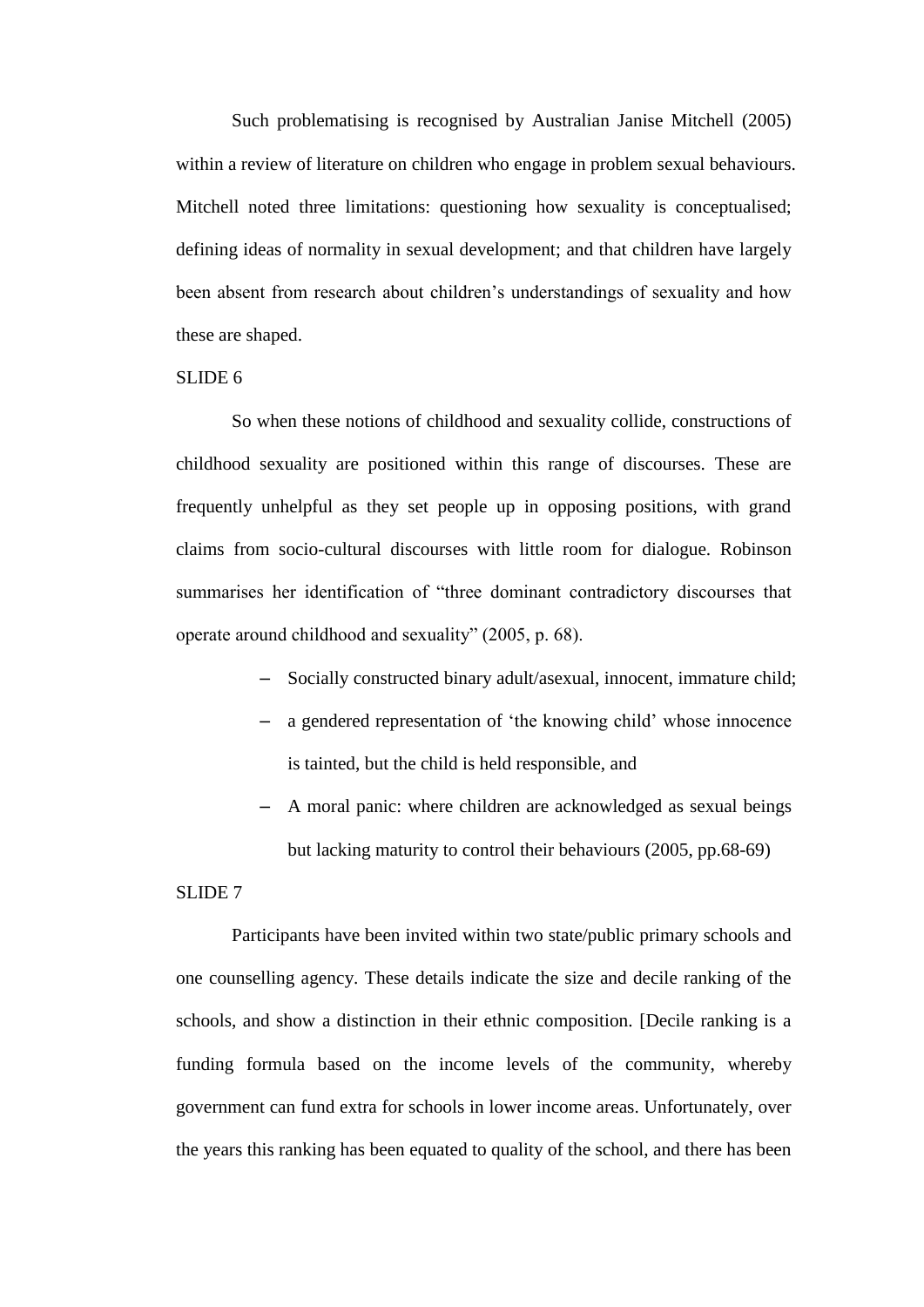Such problematising is recognised by Australian Janise Mitchell (2005) within a review of literature on children who engage in problem sexual behaviours. Mitchell noted three limitations: questioning how sexuality is conceptualised; defining ideas of normality in sexual development; and that children have largely been absent from research about children's understandings of sexuality and how these are shaped.

SLIDE 6

So when these notions of childhood and sexuality collide, constructions of childhood sexuality are positioned within this range of discourses. These are frequently unhelpful as they set people up in opposing positions, with grand claims from socio-cultural discourses with little room for dialogue. Robinson summarises her identification of "three dominant contradictory discourses that operate around childhood and sexuality" (2005, p. 68).

- Socially constructed binary adult/asexual, innocent, immature child;
- a gendered representation of 'the knowing child' whose innocence is tainted, but the child is held responsible, and
- A moral panic: where children are acknowledged as sexual beings but lacking maturity to control their behaviours (2005, pp.68-69)

SLIDE 7

Participants have been invited within two state/public primary schools and one counselling agency. These details indicate the size and decile ranking of the schools, and show a distinction in their ethnic composition. [Decile ranking is a funding formula based on the income levels of the community, whereby government can fund extra for schools in lower income areas. Unfortunately, over the years this ranking has been equated to quality of the school, and there has been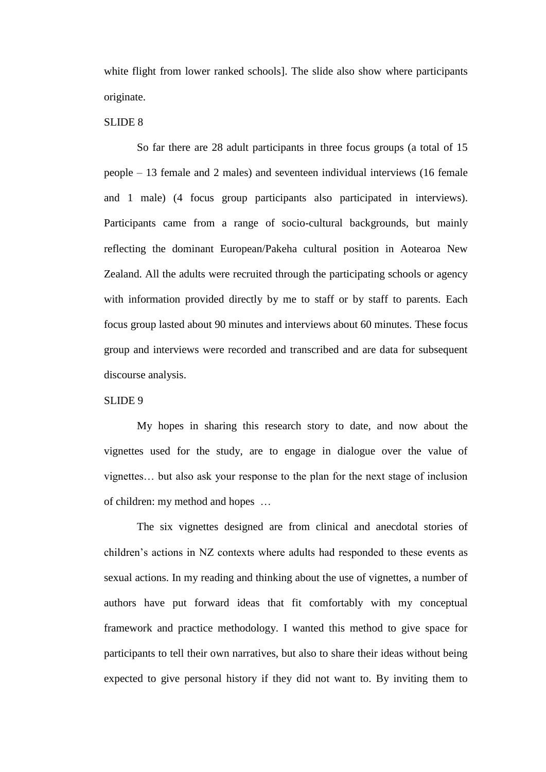white flight from lower ranked schools]. The slide also show where participants originate.

SLIDE 8

So far there are 28 adult participants in three focus groups (a total of 15 people – 13 female and 2 males) and seventeen individual interviews (16 female and 1 male) (4 focus group participants also participated in interviews). Participants came from a range of socio-cultural backgrounds, but mainly reflecting the dominant European/Pakeha cultural position in Aotearoa New Zealand. All the adults were recruited through the participating schools or agency with information provided directly by me to staff or by staff to parents. Each focus group lasted about 90 minutes and interviews about 60 minutes. These focus group and interviews were recorded and transcribed and are data for subsequent discourse analysis.

SLIDE 9

My hopes in sharing this research story to date, and now about the vignettes used for the study, are to engage in dialogue over the value of vignettes… but also ask your response to the plan for the next stage of inclusion of children: my method and hopes …

The six vignettes designed are from clinical and anecdotal stories of children's actions in NZ contexts where adults had responded to these events as sexual actions. In my reading and thinking about the use of vignettes, a number of authors have put forward ideas that fit comfortably with my conceptual framework and practice methodology. I wanted this method to give space for participants to tell their own narratives, but also to share their ideas without being expected to give personal history if they did not want to. By inviting them to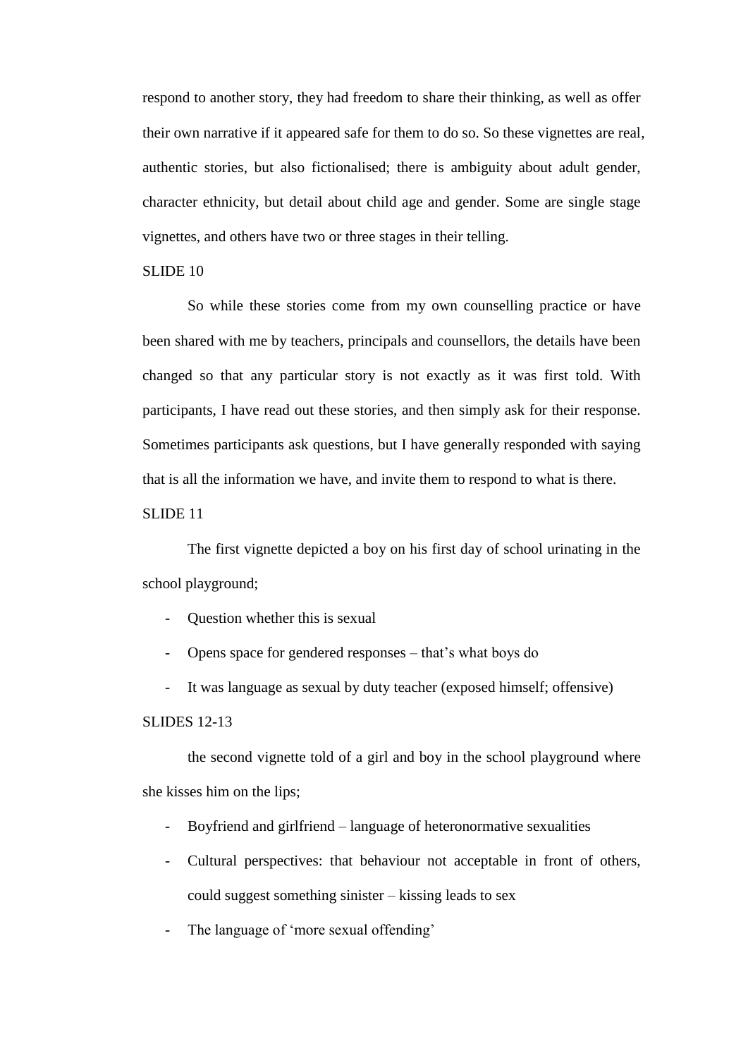respond to another story, they had freedom to share their thinking, as well as offer their own narrative if it appeared safe for them to do so. So these vignettes are real, authentic stories, but also fictionalised; there is ambiguity about adult gender, character ethnicity, but detail about child age and gender. Some are single stage vignettes, and others have two or three stages in their telling.

SLIDE 10

So while these stories come from my own counselling practice or have been shared with me by teachers, principals and counsellors, the details have been changed so that any particular story is not exactly as it was first told. With participants, I have read out these stories, and then simply ask for their response. Sometimes participants ask questions, but I have generally responded with saying that is all the information we have, and invite them to respond to what is there.

SLIDE 11

The first vignette depicted a boy on his first day of school urinating in the school playground;

- Question whether this is sexual
- Opens space for gendered responses – that's what boys do
- It was language as sexual by duty teacher (exposed himself; offensive)

SLIDES 12-13

the second vignette told of a girl and boy in the school playground where she kisses him on the lips;

- Boyfriend and girlfriend – language of heteronormative sexualities
- Cultural perspectives: that behaviour not acceptable in front of others, could suggest something sinister – kissing leads to sex
- The language of 'more sexual offending'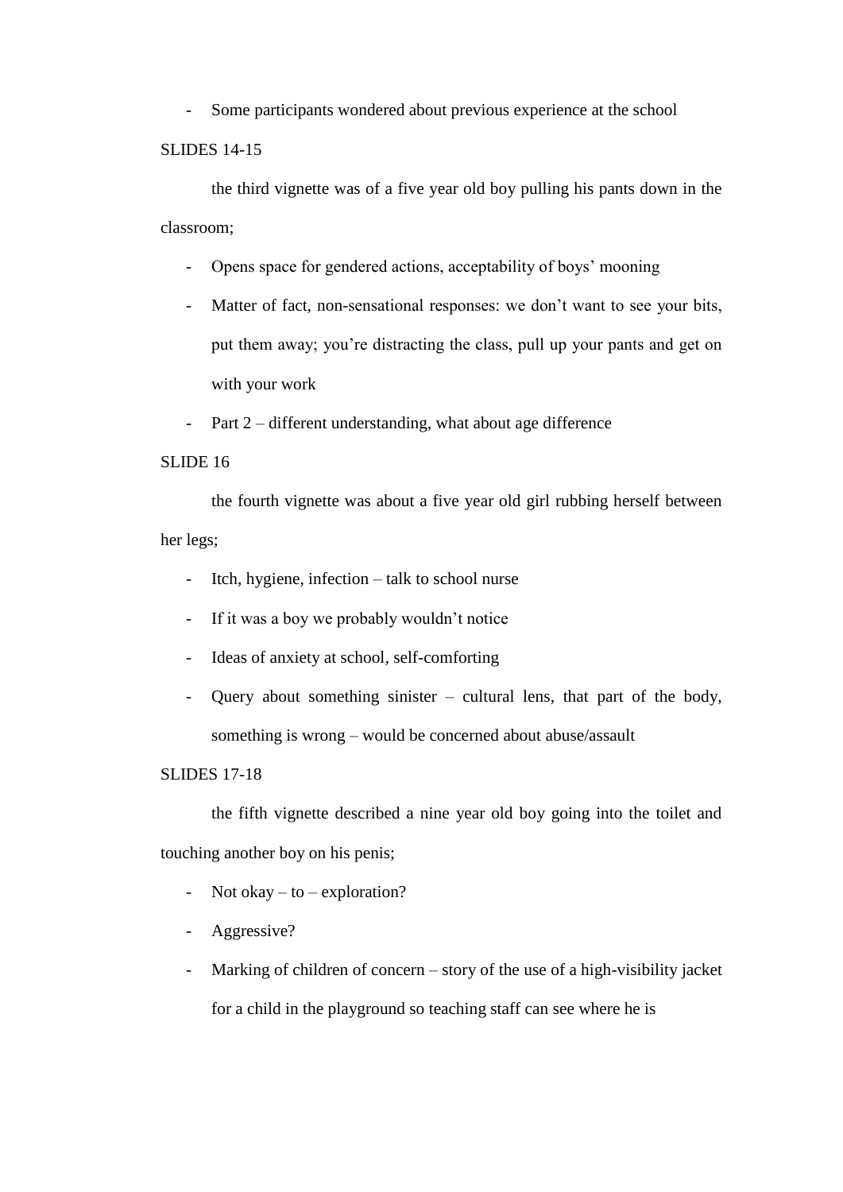- Some participants wondered about previous experience at the school

SLIDES 14-15

the third vignette was of a five year old boy pulling his pants down in the classroom;

- Opens space for gendered actions, acceptability of boys' mooning
- Matter of fact, non-sensational responses: we don't want to see your bits, put them away; you're distracting the class, pull up your pants and get on with your work
- Part 2 – different understanding, what about age difference

SLIDE 16

the fourth vignette was about a five year old girl rubbing herself between her legs;

- Itch, hygiene, infection – talk to school nurse
- If it was a boy we probably wouldn't notice
- Ideas of anxiety at school, self-comforting
- Query about something sinister – cultural lens, that part of the body, something is wrong – would be concerned about abuse/assault

SLIDES 17-18

the fifth vignette described a nine year old boy going into the toilet and touching another boy on his penis;

- Not okay – to – exploration?
- Aggressive?
- Marking of children of concern – story of the use of a high-visibility jacket for a child in the playground so teaching staff can see where he is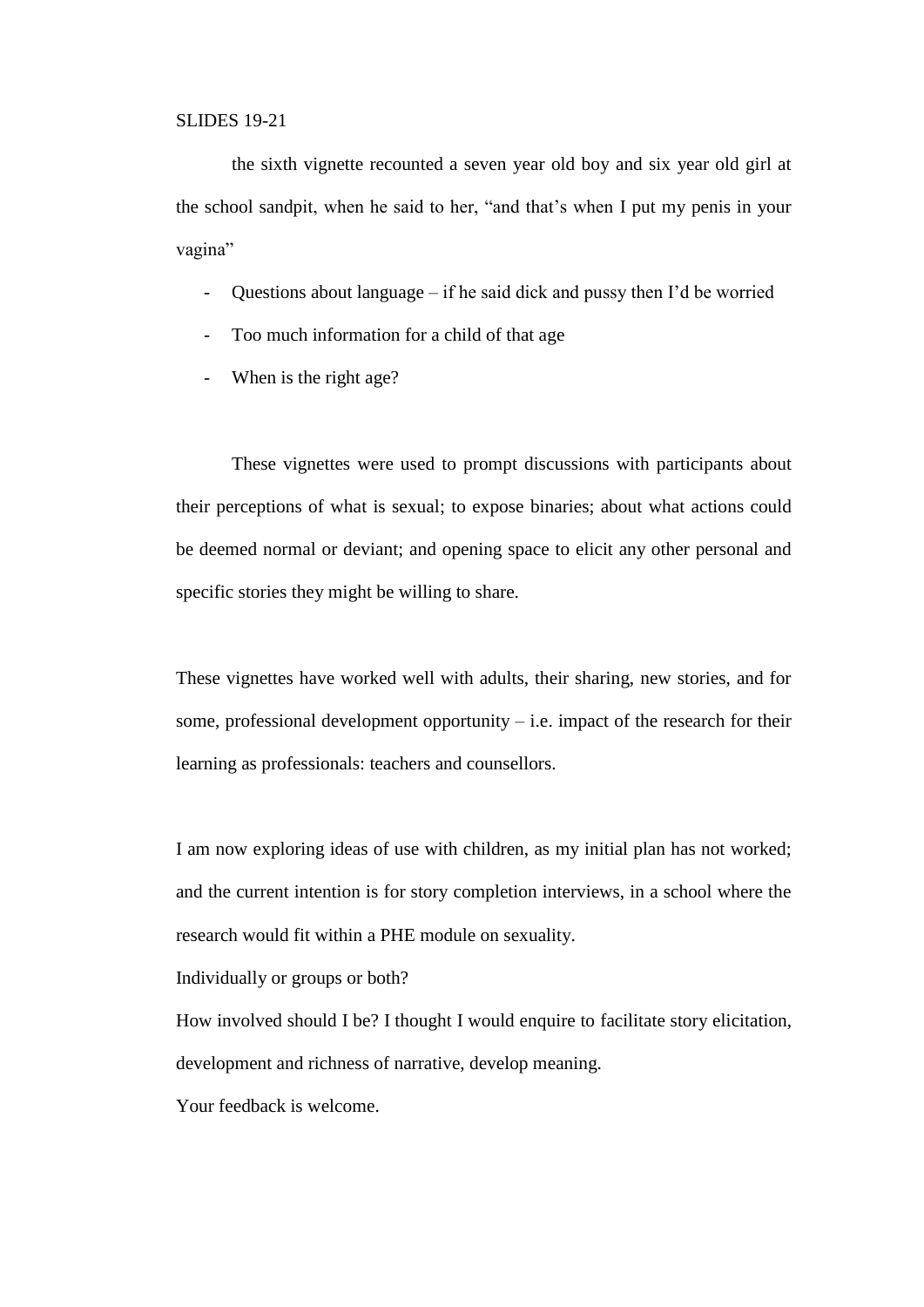SLIDES 19-21

the sixth vignette recounted a seven year old boy and six year old girl at the school sandpit, when he said to her, "and that's when I put my penis in your vagina"

- Questions about language – if he said dick and pussy then I'd be worried
- Too much information for a child of that age
- When is the right age?

These vignettes were used to prompt discussions with participants about their perceptions of what is sexual; to expose binaries; about what actions could be deemed normal or deviant; and opening space to elicit any other personal and specific stories they might be willing to share.

These vignettes have worked well with adults, their sharing, new stories, and for some, professional development opportunity – i.e. impact of the research for their learning as professionals: teachers and counsellors.

I am now exploring ideas of use with children, as my initial plan has not worked; and the current intention is for story completion interviews, in a school where the research would fit within a PHE module on sexuality.

Individually or groups or both?

How involved should I be? I thought I would enquire to facilitate story elicitation, development and richness of narrative, develop meaning.

Your feedback is welcome.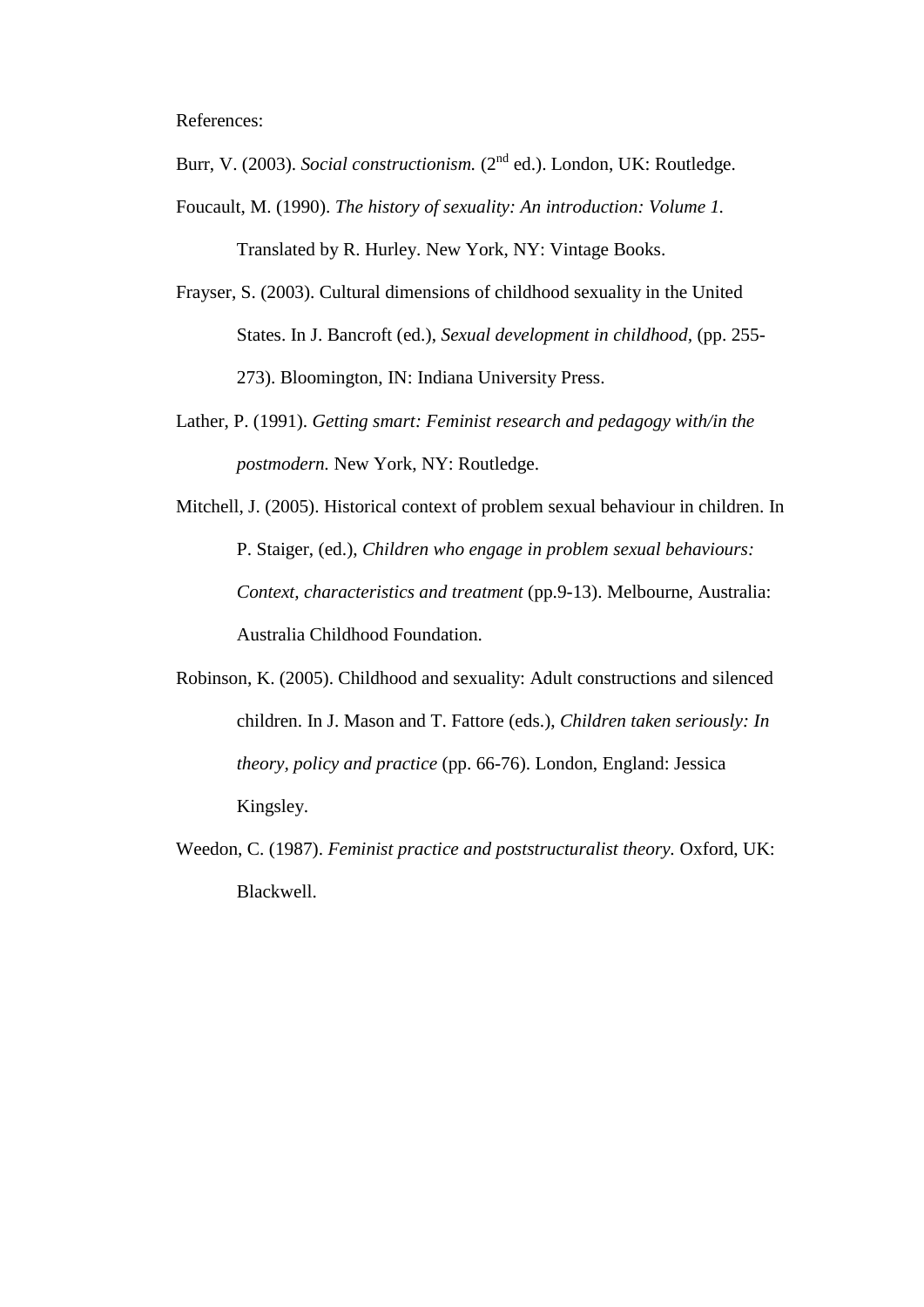References:

Burr, V. (2003). *Social constructionism.* (2nd ed.). London, UK: Routledge.

Foucault, M. (1990). *The history of sexuality: An introduction: Volume 1.* Translated by R. Hurley. New York, NY: Vintage Books.

Frayser, S. (2003). Cultural dimensions of childhood sexuality in the United States. In J. Bancroft (ed.), *Sexual development in childhood*, (pp. 255-273). Bloomington, IN: Indiana University Press.

Lather, P. (1991). *Getting smart: Feminist research and pedagogy with/in the postmodern.* New York, NY: Routledge.

Mitchell, J. (2005). Historical context of problem sexual behaviour in children. In P. Staiger, (ed.), *Children who engage in problem sexual behaviours: Context, characteristics and treatment* (pp.9-13). Melbourne, Australia: Australia Childhood Foundation.

Robinson, K. (2005). Childhood and sexuality: Adult constructions and silenced children. In J. Mason and T. Fattore (eds.), *Children taken seriously: In theory, policy and practice* (pp. 66-76). London, England: Jessica Kingsley.

Weedon, C. (1987). *Feminist practice and poststructuralist theory.* Oxford, UK: Blackwell.